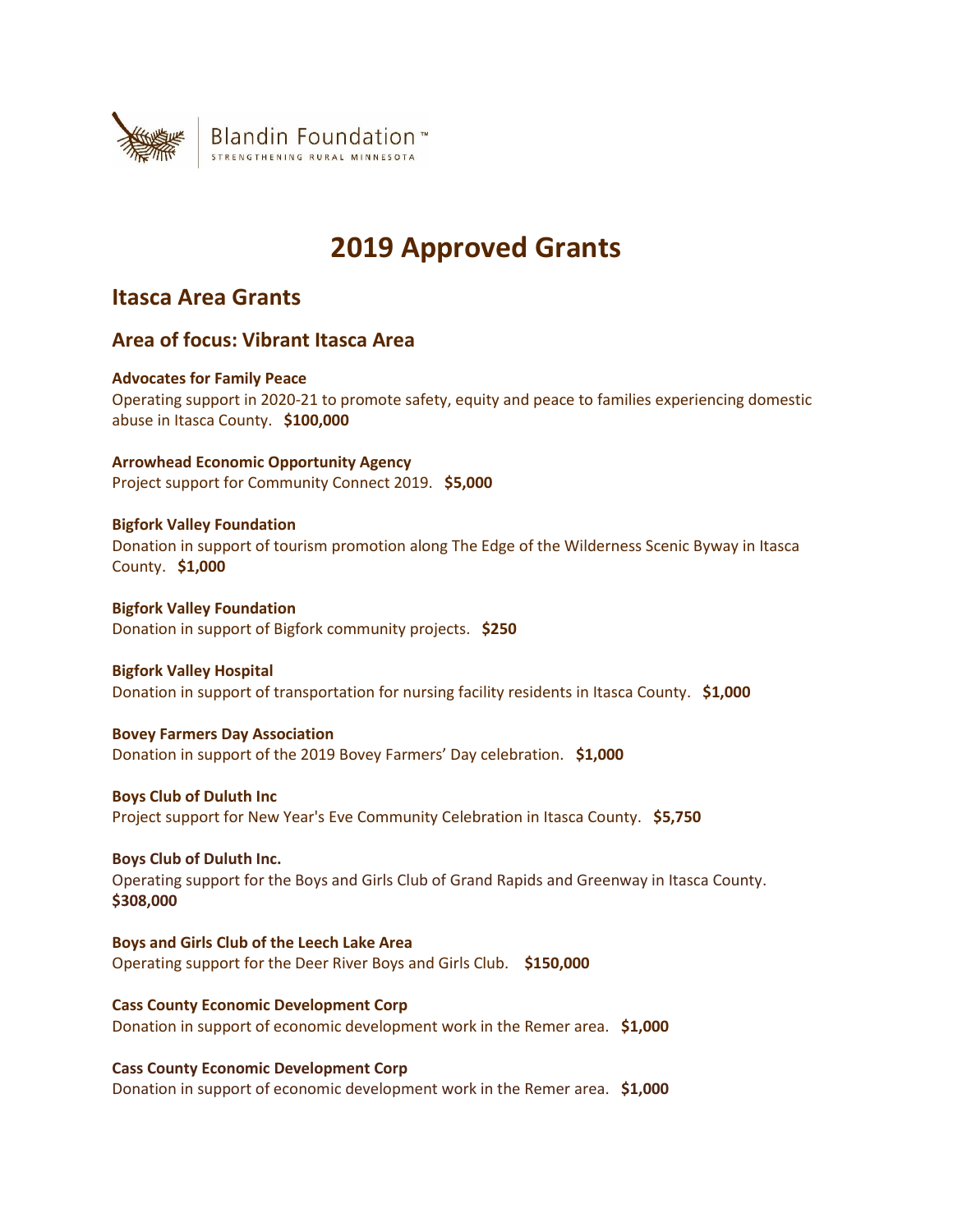Blandin Foundation™
STRENGTHENING RURAL MINNESOTA

# 2019 Approved Grants

## Itasca Area Grants

### Area of focus: Vibrant Itasca Area

**Advocates for Family Peace**
Operating support in 2020-21 to promote safety, equity and peace to families experiencing domestic abuse in Itasca County. **$100,000**

**Arrowhead Economic Opportunity Agency**
Project support for Community Connect 2019. **$5,000**

**Bigfork Valley Foundation**
Donation in support of tourism promotion along The Edge of the Wilderness Scenic Byway in Itasca County. **$1,000**

**Bigfork Valley Foundation**
Donation in support of Bigfork community projects. **$250**

**Bigfork Valley Hospital**
Donation in support of transportation for nursing facility residents in Itasca County. **$1,000**

**Bovey Farmers Day Association**
Donation in support of the 2019 Bovey Farmers' Day celebration. **$1,000**

**Boys Club of Duluth Inc**
Project support for New Year's Eve Community Celebration in Itasca County. **$5,750**

**Boys Club of Duluth Inc.**
Operating support for the Boys and Girls Club of Grand Rapids and Greenway in Itasca County. **$308,000**

**Boys and Girls Club of the Leech Lake Area**
Operating support for the Deer River Boys and Girls Club. **$150,000**

**Cass County Economic Development Corp**
Donation in support of economic development work in the Remer area. **$1,000**

**Cass County Economic Development Corp**
Donation in support of economic development work in the Remer area. **$1,000**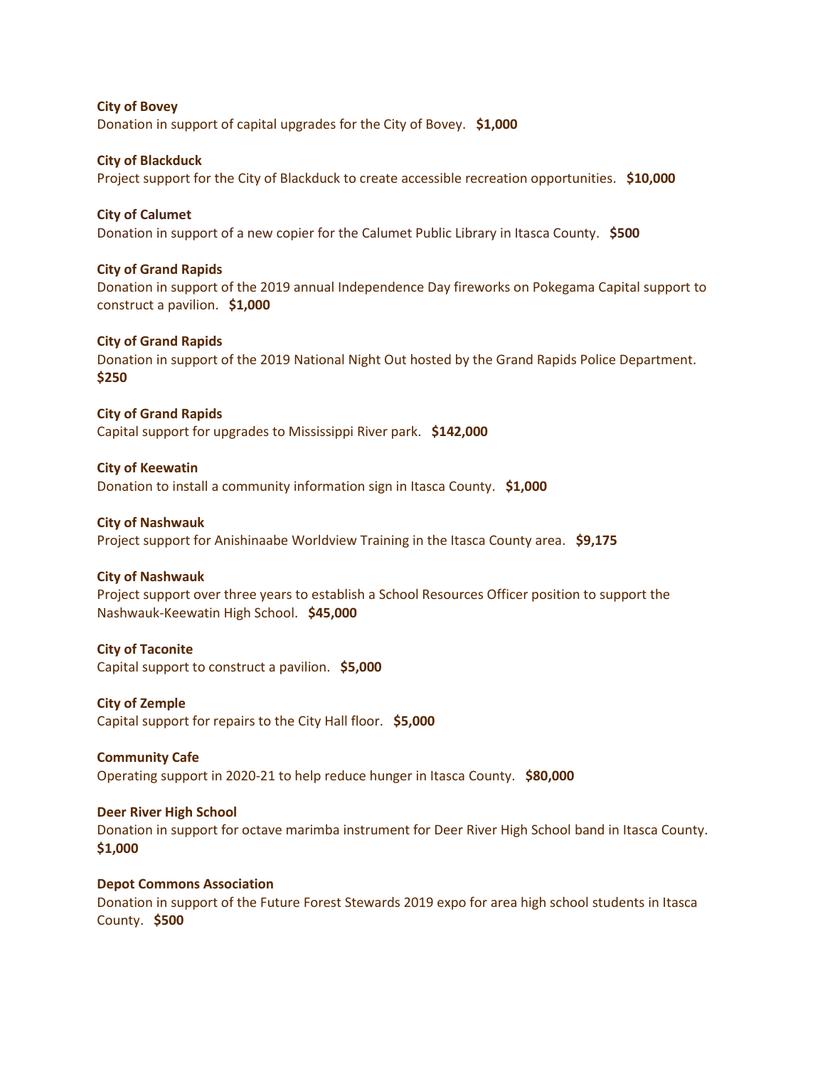**City of Bovey**
Donation in support of capital upgrades for the City of Bovey. **$1,000**

**City of Blackduck**
Project support for the City of Blackduck to create accessible recreation opportunities. **$10,000**

**City of Calumet**
Donation in support of a new copier for the Calumet Public Library in Itasca County. **$500**

**City of Grand Rapids**
Donation in support of the 2019 annual Independence Day fireworks on Pokegama Capital support to construct a pavilion. **$1,000**

**City of Grand Rapids**
Donation in support of the 2019 National Night Out hosted by the Grand Rapids Police Department. **$250**

**City of Grand Rapids**
Capital support for upgrades to Mississippi River park. **$142,000**

**City of Keewatin**
Donation to install a community information sign in Itasca County. **$1,000**

**City of Nashwauk**
Project support for Anishinaabe Worldview Training in the Itasca County area. **$9,175**

**City of Nashwauk**
Project support over three years to establish a School Resources Officer position to support the Nashwauk-Keewatin High School. **$45,000**

**City of Taconite**
Capital support to construct a pavilion. **$5,000**

**City of Zemple**
Capital support for repairs to the City Hall floor. **$5,000**

**Community Cafe**
Operating support in 2020-21 to help reduce hunger in Itasca County. **$80,000**

**Deer River High School**
Donation in support for octave marimba instrument for Deer River High School band in Itasca County. **$1,000**

**Depot Commons Association**
Donation in support of the Future Forest Stewards 2019 expo for area high school students in Itasca County. **$500**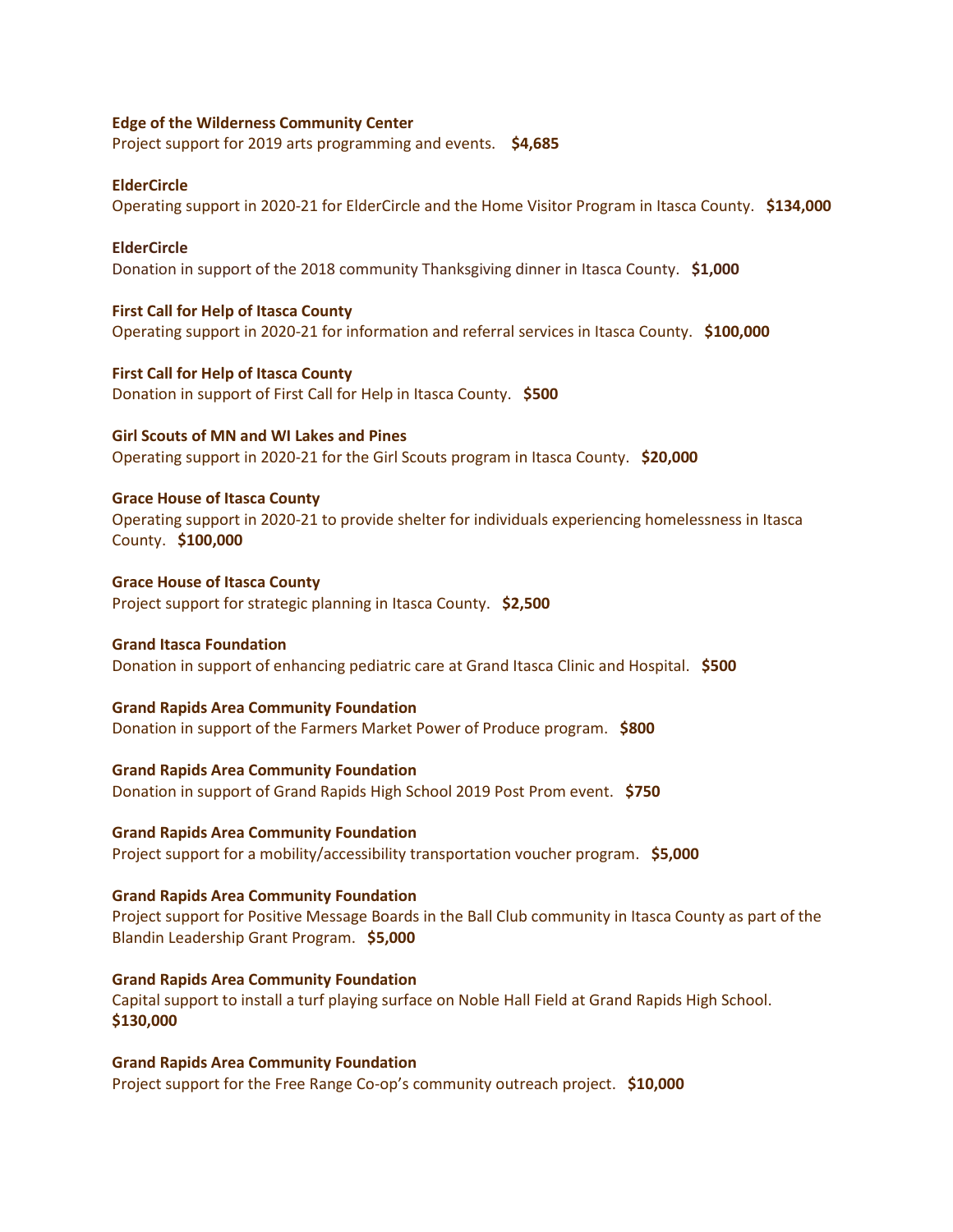**Edge of the Wilderness Community Center**
Project support for 2019 arts programming and events. **$4,685**

**ElderCircle**
Operating support in 2020-21 for ElderCircle and the Home Visitor Program in Itasca County. **$134,000**

**ElderCircle**
Donation in support of the 2018 community Thanksgiving dinner in Itasca County. **$1,000**

**First Call for Help of Itasca County**
Operating support in 2020-21 for information and referral services in Itasca County. **$100,000**

**First Call for Help of Itasca County**
Donation in support of First Call for Help in Itasca County. **$500**

**Girl Scouts of MN and WI Lakes and Pines**
Operating support in 2020-21 for the Girl Scouts program in Itasca County. **$20,000**

**Grace House of Itasca County**
Operating support in 2020-21 to provide shelter for individuals experiencing homelessness in Itasca County. **$100,000**

**Grace House of Itasca County**
Project support for strategic planning in Itasca County. **$2,500**

**Grand Itasca Foundation**
Donation in support of enhancing pediatric care at Grand Itasca Clinic and Hospital. **$500**

**Grand Rapids Area Community Foundation**
Donation in support of the Farmers Market Power of Produce program. **$800**

**Grand Rapids Area Community Foundation**
Donation in support of Grand Rapids High School 2019 Post Prom event. **$750**

**Grand Rapids Area Community Foundation**
Project support for a mobility/accessibility transportation voucher program. **$5,000**

**Grand Rapids Area Community Foundation**
Project support for Positive Message Boards in the Ball Club community in Itasca County as part of the Blandin Leadership Grant Program. **$5,000**

**Grand Rapids Area Community Foundation**
Capital support to install a turf playing surface on Noble Hall Field at Grand Rapids High School. **$130,000**

**Grand Rapids Area Community Foundation**
Project support for the Free Range Co-op's community outreach project. **$10,000**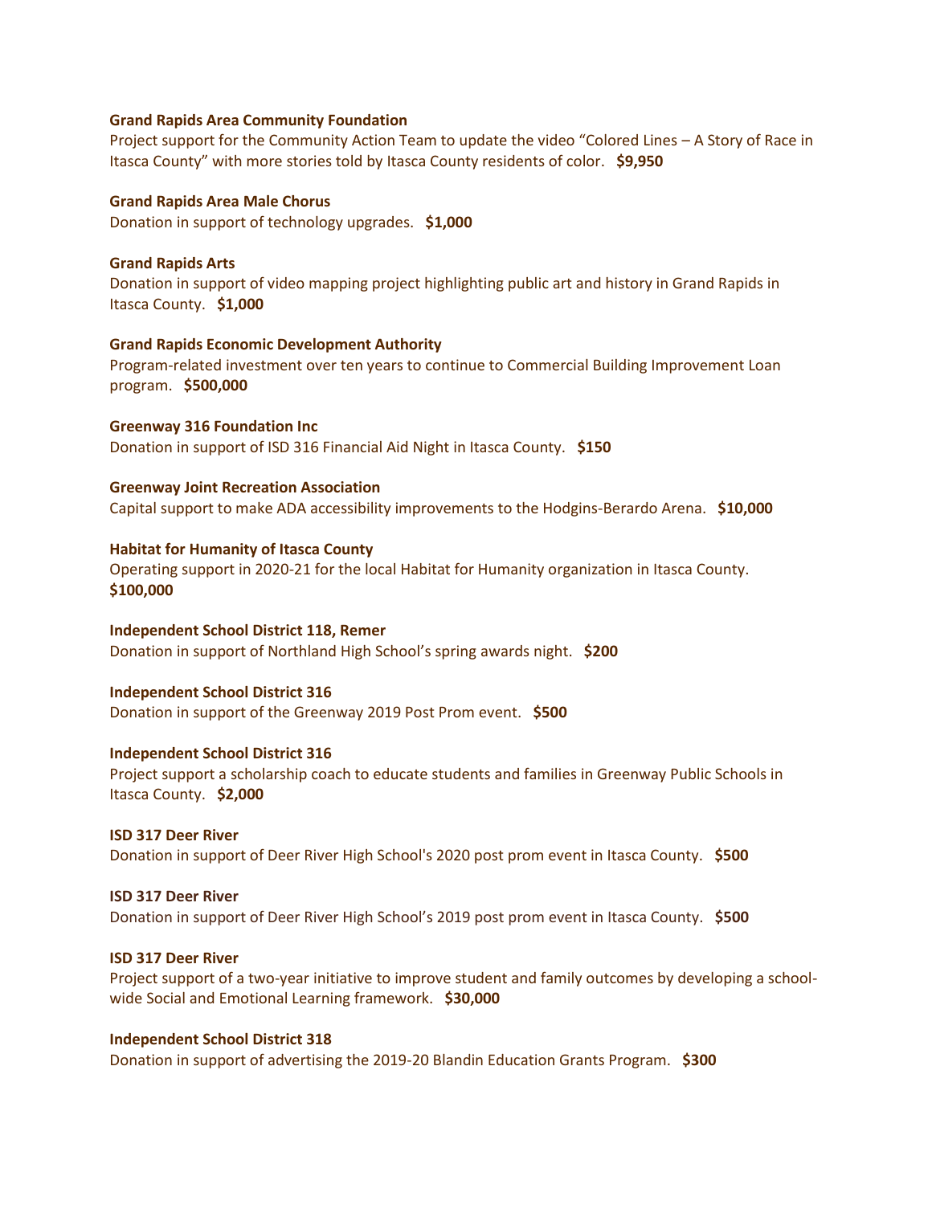**Grand Rapids Area Community Foundation**
Project support for the Community Action Team to update the video "Colored Lines – A Story of Race in Itasca County" with more stories told by Itasca County residents of color. **$9,950**

**Grand Rapids Area Male Chorus**
Donation in support of technology upgrades. **$1,000**

**Grand Rapids Arts**
Donation in support of video mapping project highlighting public art and history in Grand Rapids in Itasca County. **$1,000**

**Grand Rapids Economic Development Authority**
Program-related investment over ten years to continue to Commercial Building Improvement Loan program. **$500,000**

**Greenway 316 Foundation Inc**
Donation in support of ISD 316 Financial Aid Night in Itasca County. **$150**

**Greenway Joint Recreation Association**
Capital support to make ADA accessibility improvements to the Hodgins-Berardo Arena. **$10,000**

**Habitat for Humanity of Itasca County**
Operating support in 2020-21 for the local Habitat for Humanity organization in Itasca County. **$100,000**

**Independent School District 118, Remer**
Donation in support of Northland High School's spring awards night. **$200**

**Independent School District 316**
Donation in support of the Greenway 2019 Post Prom event. **$500**

**Independent School District 316**
Project support a scholarship coach to educate students and families in Greenway Public Schools in Itasca County. **$2,000**

**ISD 317 Deer River**
Donation in support of Deer River High School's 2020 post prom event in Itasca County. **$500**

**ISD 317 Deer River**
Donation in support of Deer River High School's 2019 post prom event in Itasca County. **$500**

**ISD 317 Deer River**
Project support of a two-year initiative to improve student and family outcomes by developing a school-wide Social and Emotional Learning framework. **$30,000**

**Independent School District 318**
Donation in support of advertising the 2019-20 Blandin Education Grants Program. **$300**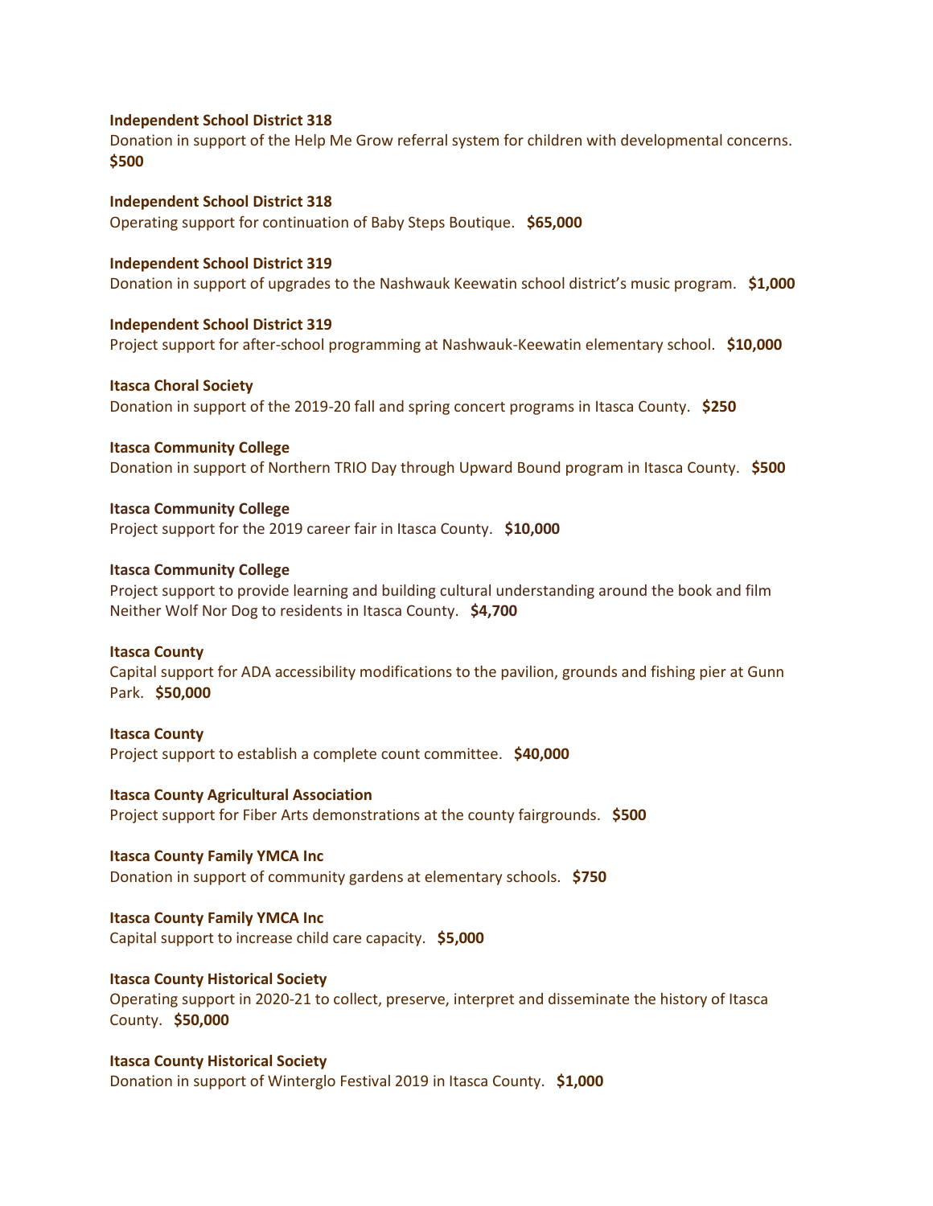**Independent School District 318**
Donation in support of the Help Me Grow referral system for children with developmental concerns. **$500**

**Independent School District 318**
Operating support for continuation of Baby Steps Boutique. **$65,000**

**Independent School District 319**
Donation in support of upgrades to the Nashwauk Keewatin school district's music program. **$1,000**

**Independent School District 319**
Project support for after-school programming at Nashwauk-Keewatin elementary school. **$10,000**

**Itasca Choral Society**
Donation in support of the 2019-20 fall and spring concert programs in Itasca County. **$250**

**Itasca Community College**
Donation in support of Northern TRIO Day through Upward Bound program in Itasca County. **$500**

**Itasca Community College**
Project support for the 2019 career fair in Itasca County. **$10,000**

**Itasca Community College**
Project support to provide learning and building cultural understanding around the book and film Neither Wolf Nor Dog to residents in Itasca County. **$4,700**

**Itasca County**
Capital support for ADA accessibility modifications to the pavilion, grounds and fishing pier at Gunn Park. **$50,000**

**Itasca County**
Project support to establish a complete count committee. **$40,000**

**Itasca County Agricultural Association**
Project support for Fiber Arts demonstrations at the county fairgrounds. **$500**

**Itasca County Family YMCA Inc**
Donation in support of community gardens at elementary schools. **$750**

**Itasca County Family YMCA Inc**
Capital support to increase child care capacity. **$5,000**

**Itasca County Historical Society**
Operating support in 2020-21 to collect, preserve, interpret and disseminate the history of Itasca County. **$50,000**

**Itasca County Historical Society**
Donation in support of Winterglo Festival 2019 in Itasca County. **$1,000**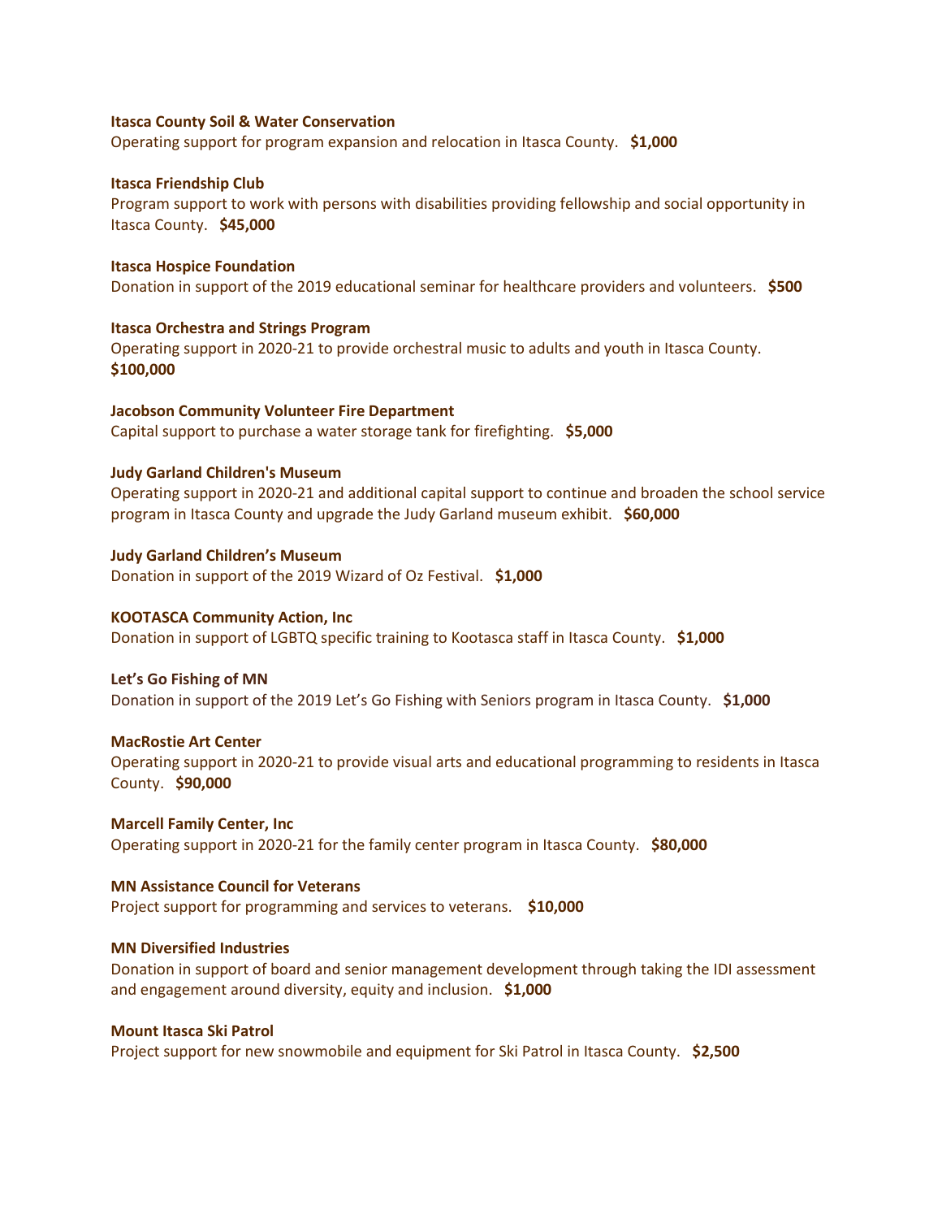**Itasca County Soil & Water Conservation**
Operating support for program expansion and relocation in Itasca County. **$1,000**

**Itasca Friendship Club**
Program support to work with persons with disabilities providing fellowship and social opportunity in Itasca County. **$45,000**

**Itasca Hospice Foundation**
Donation in support of the 2019 educational seminar for healthcare providers and volunteers. **$500**

**Itasca Orchestra and Strings Program**
Operating support in 2020-21 to provide orchestral music to adults and youth in Itasca County. **$100,000**

**Jacobson Community Volunteer Fire Department**
Capital support to purchase a water storage tank for firefighting. **$5,000**

**Judy Garland Children's Museum**
Operating support in 2020-21 and additional capital support to continue and broaden the school service program in Itasca County and upgrade the Judy Garland museum exhibit. **$60,000**

**Judy Garland Children's Museum**
Donation in support of the 2019 Wizard of Oz Festival. **$1,000**

**KOOTASCA Community Action, Inc**
Donation in support of LGBTQ specific training to Kootasca staff in Itasca County. **$1,000**

**Let's Go Fishing of MN**
Donation in support of the 2019 Let's Go Fishing with Seniors program in Itasca County. **$1,000**

**MacRostie Art Center**
Operating support in 2020-21 to provide visual arts and educational programming to residents in Itasca County. **$90,000**

**Marcell Family Center, Inc**
Operating support in 2020-21 for the family center program in Itasca County. **$80,000**

**MN Assistance Council for Veterans**
Project support for programming and services to veterans. **$10,000**

**MN Diversified Industries**
Donation in support of board and senior management development through taking the IDI assessment and engagement around diversity, equity and inclusion. **$1,000**

**Mount Itasca Ski Patrol**
Project support for new snowmobile and equipment for Ski Patrol in Itasca County. **$2,500**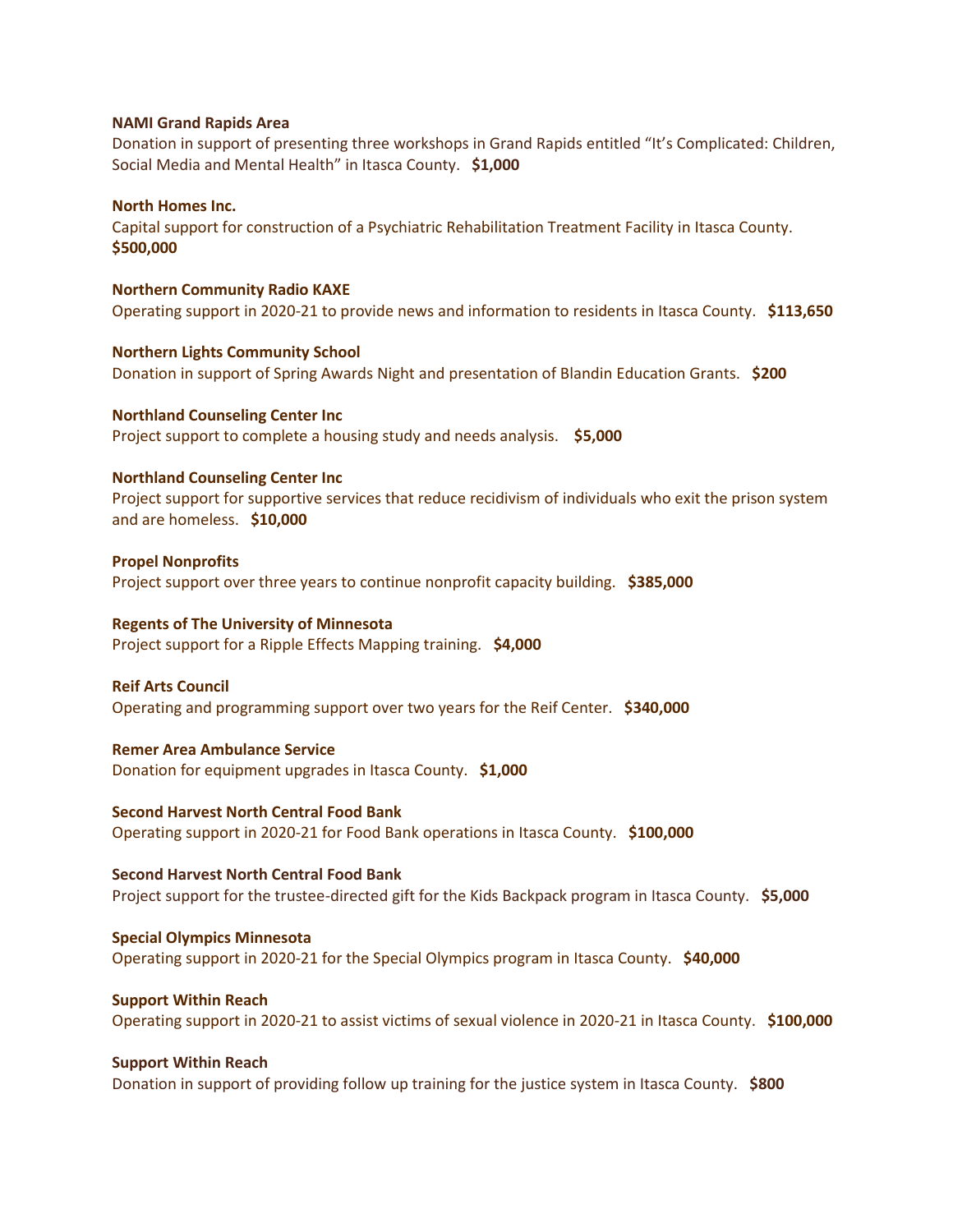**NAMI Grand Rapids Area**
Donation in support of presenting three workshops in Grand Rapids entitled "It's Complicated: Children, Social Media and Mental Health" in Itasca County. **$1,000**

**North Homes Inc.**
Capital support for construction of a Psychiatric Rehabilitation Treatment Facility in Itasca County. **$500,000**

**Northern Community Radio KAXE**
Operating support in 2020-21 to provide news and information to residents in Itasca County. **$113,650**

**Northern Lights Community School**
Donation in support of Spring Awards Night and presentation of Blandin Education Grants. **$200**

**Northland Counseling Center Inc**
Project support to complete a housing study and needs analysis. **$5,000**

**Northland Counseling Center Inc**
Project support for supportive services that reduce recidivism of individuals who exit the prison system and are homeless. **$10,000**

**Propel Nonprofits**
Project support over three years to continue nonprofit capacity building. **$385,000**

**Regents of The University of Minnesota**
Project support for a Ripple Effects Mapping training. **$4,000**

**Reif Arts Council**
Operating and programming support over two years for the Reif Center. **$340,000**

**Remer Area Ambulance Service**
Donation for equipment upgrades in Itasca County. **$1,000**

**Second Harvest North Central Food Bank**
Operating support in 2020-21 for Food Bank operations in Itasca County. **$100,000**

**Second Harvest North Central Food Bank**
Project support for the trustee-directed gift for the Kids Backpack program in Itasca County. **$5,000**

**Special Olympics Minnesota**
Operating support in 2020-21 for the Special Olympics program in Itasca County. **$40,000**

**Support Within Reach**
Operating support in 2020-21 to assist victims of sexual violence in 2020-21 in Itasca County. **$100,000**

**Support Within Reach**
Donation in support of providing follow up training for the justice system in Itasca County. **$800**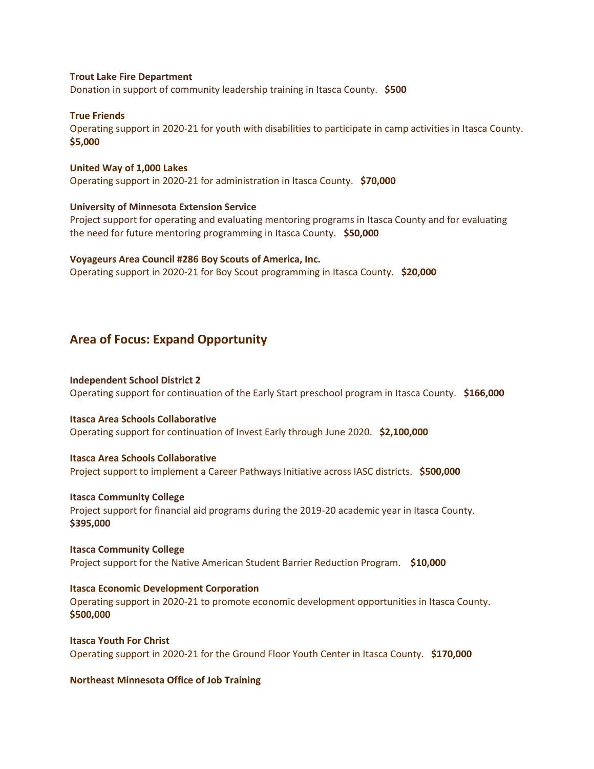**Trout Lake Fire Department**
Donation in support of community leadership training in Itasca County. **$500**

**True Friends**
Operating support in 2020-21 for youth with disabilities to participate in camp activities in Itasca County. **$5,000**

**United Way of 1,000 Lakes**
Operating support in 2020-21 for administration in Itasca County. **$70,000**

**University of Minnesota Extension Service**
Project support for operating and evaluating mentoring programs in Itasca County and for evaluating the need for future mentoring programming in Itasca County. **$50,000**

**Voyageurs Area Council #286 Boy Scouts of America, Inc.**
Operating support in 2020-21 for Boy Scout programming in Itasca County. **$20,000**

## Area of Focus: Expand Opportunity

**Independent School District 2**
Operating support for continuation of the Early Start preschool program in Itasca County. **$166,000**

**Itasca Area Schools Collaborative**
Operating support for continuation of Invest Early through June 2020. **$2,100,000**

**Itasca Area Schools Collaborative**
Project support to implement a Career Pathways Initiative across IASC districts. **$500,000**

**Itasca Community College**
Project support for financial aid programs during the 2019-20 academic year in Itasca County. **$395,000**

**Itasca Community College**
Project support for the Native American Student Barrier Reduction Program. **$10,000**

**Itasca Economic Development Corporation**
Operating support in 2020-21 to promote economic development opportunities in Itasca County. **$500,000**

**Itasca Youth For Christ**
Operating support in 2020-21 for the Ground Floor Youth Center in Itasca County. **$170,000**

**Northeast Minnesota Office of Job Training**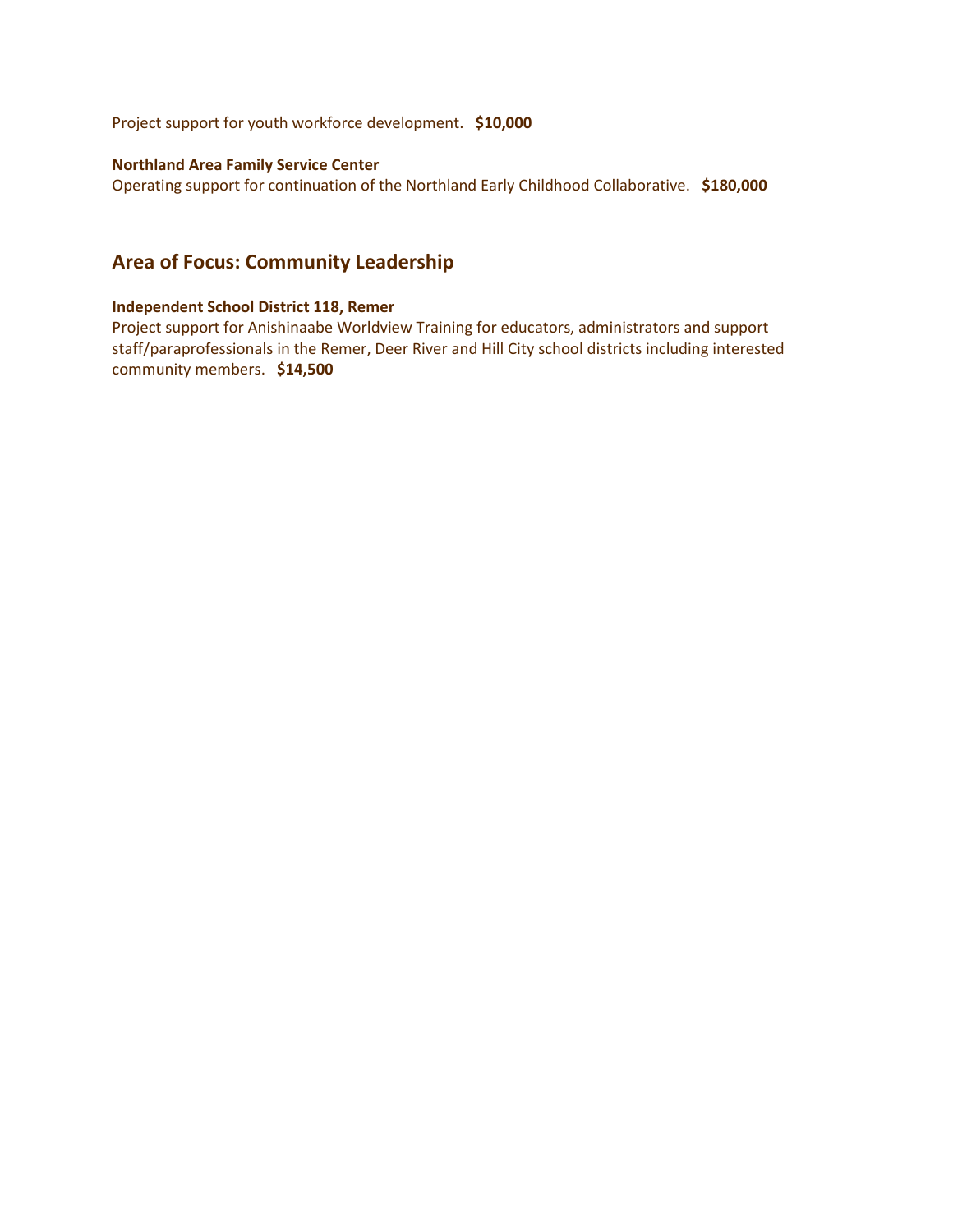Project support for youth workforce development. **$10,000**

**Northland Area Family Service Center**
Operating support for continuation of the Northland Early Childhood Collaborative. **$180,000**

## Area of Focus: Community Leadership

**Independent School District 118, Remer**
Project support for Anishinaabe Worldview Training for educators, administrators and support staff/paraprofessionals in the Remer, Deer River and Hill City school districts including interested community members. **$14,500**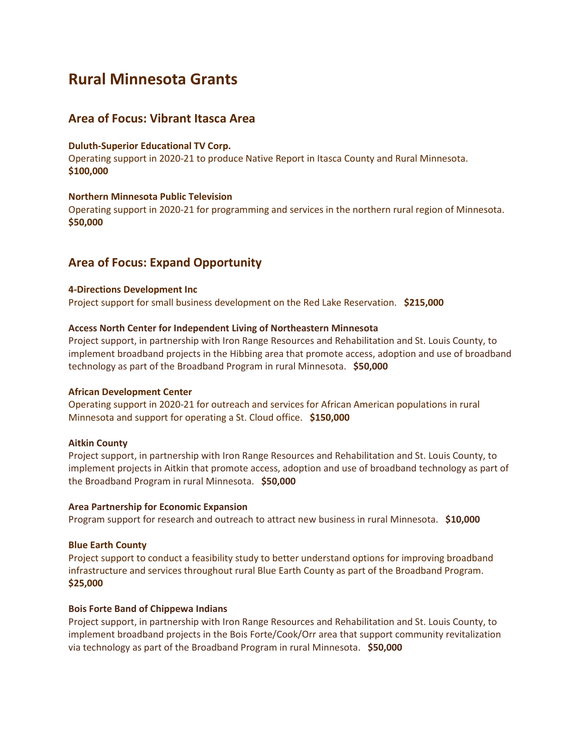# Rural Minnesota Grants

## Area of Focus: Vibrant Itasca Area

**Duluth-Superior Educational TV Corp.**
Operating support in 2020-21 to produce Native Report in Itasca County and Rural Minnesota.
**$100,000**

**Northern Minnesota Public Television**
Operating support in 2020-21 for programming and services in the northern rural region of Minnesota.
**$50,000**

## Area of Focus: Expand Opportunity

**4-Directions Development Inc**
Project support for small business development on the Red Lake Reservation. **$215,000**

**Access North Center for Independent Living of Northeastern Minnesota**
Project support, in partnership with Iron Range Resources and Rehabilitation and St. Louis County, to implement broadband projects in the Hibbing area that promote access, adoption and use of broadband technology as part of the Broadband Program in rural Minnesota. **$50,000**

**African Development Center**
Operating support in 2020-21 for outreach and services for African American populations in rural Minnesota and support for operating a St. Cloud office. **$150,000**

**Aitkin County**
Project support, in partnership with Iron Range Resources and Rehabilitation and St. Louis County, to implement projects in Aitkin that promote access, adoption and use of broadband technology as part of the Broadband Program in rural Minnesota. **$50,000**

**Area Partnership for Economic Expansion**
Program support for research and outreach to attract new business in rural Minnesota. **$10,000**

**Blue Earth County**
Project support to conduct a feasibility study to better understand options for improving broadband infrastructure and services throughout rural Blue Earth County as part of the Broadband Program.
**$25,000**

**Bois Forte Band of Chippewa Indians**
Project support, in partnership with Iron Range Resources and Rehabilitation and St. Louis County, to implement broadband projects in the Bois Forte/Cook/Orr area that support community revitalization via technology as part of the Broadband Program in rural Minnesota. **$50,000**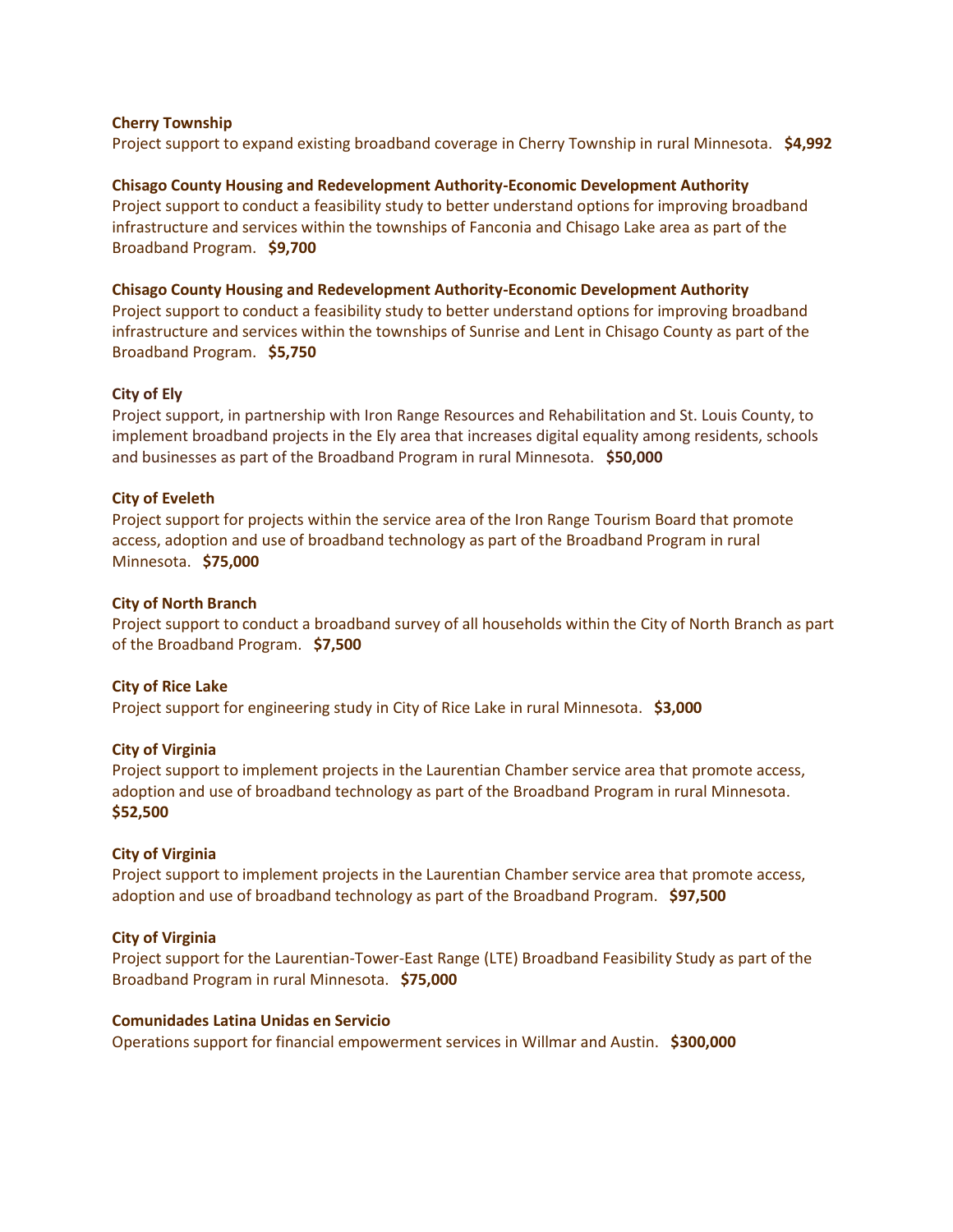**Cherry Township**
Project support to expand existing broadband coverage in Cherry Township in rural Minnesota. **$4,992**

**Chisago County Housing and Redevelopment Authority-Economic Development Authority**
Project support to conduct a feasibility study to better understand options for improving broadband infrastructure and services within the townships of Fanconia and Chisago Lake area as part of the Broadband Program. **$9,700**

**Chisago County Housing and Redevelopment Authority-Economic Development Authority**
Project support to conduct a feasibility study to better understand options for improving broadband infrastructure and services within the townships of Sunrise and Lent in Chisago County as part of the Broadband Program. **$5,750**

**City of Ely**
Project support, in partnership with Iron Range Resources and Rehabilitation and St. Louis County, to implement broadband projects in the Ely area that increases digital equality among residents, schools and businesses as part of the Broadband Program in rural Minnesota. **$50,000**

**City of Eveleth**
Project support for projects within the service area of the Iron Range Tourism Board that promote access, adoption and use of broadband technology as part of the Broadband Program in rural Minnesota. **$75,000**

**City of North Branch**
Project support to conduct a broadband survey of all households within the City of North Branch as part of the Broadband Program. **$7,500**

**City of Rice Lake**
Project support for engineering study in City of Rice Lake in rural Minnesota. **$3,000**

**City of Virginia**
Project support to implement projects in the Laurentian Chamber service area that promote access, adoption and use of broadband technology as part of the Broadband Program in rural Minnesota. **$52,500**

**City of Virginia**
Project support to implement projects in the Laurentian Chamber service area that promote access, adoption and use of broadband technology as part of the Broadband Program. **$97,500**

**City of Virginia**
Project support for the Laurentian-Tower-East Range (LTE) Broadband Feasibility Study as part of the Broadband Program in rural Minnesota. **$75,000**

**Comunidades Latina Unidas en Servicio**
Operations support for financial empowerment services in Willmar and Austin. **$300,000**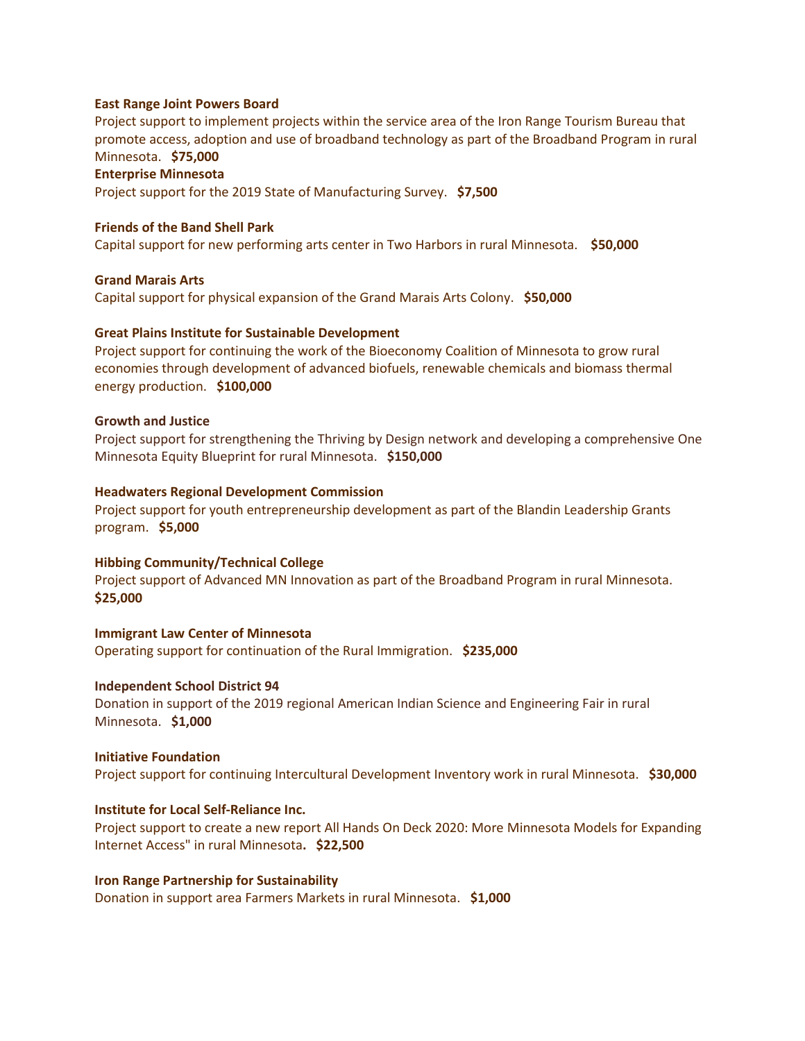**East Range Joint Powers Board**
Project support to implement projects within the service area of the Iron Range Tourism Bureau that promote access, adoption and use of broadband technology as part of the Broadband Program in rural Minnesota. **$75,000**

**Enterprise Minnesota**
Project support for the 2019 State of Manufacturing Survey. **$7,500**

**Friends of the Band Shell Park**
Capital support for new performing arts center in Two Harbors in rural Minnesota. **$50,000**

**Grand Marais Arts**
Capital support for physical expansion of the Grand Marais Arts Colony. **$50,000**

**Great Plains Institute for Sustainable Development**
Project support for continuing the work of the Bioeconomy Coalition of Minnesota to grow rural economies through development of advanced biofuels, renewable chemicals and biomass thermal energy production. **$100,000**

**Growth and Justice**
Project support for strengthening the Thriving by Design network and developing a comprehensive One Minnesota Equity Blueprint for rural Minnesota. **$150,000**

**Headwaters Regional Development Commission**
Project support for youth entrepreneurship development as part of the Blandin Leadership Grants program. **$5,000**

**Hibbing Community/Technical College**
Project support of Advanced MN Innovation as part of the Broadband Program in rural Minnesota. **$25,000**

**Immigrant Law Center of Minnesota**
Operating support for continuation of the Rural Immigration. **$235,000**

**Independent School District 94**
Donation in support of the 2019 regional American Indian Science and Engineering Fair in rural Minnesota. **$1,000**

**Initiative Foundation**
Project support for continuing Intercultural Development Inventory work in rural Minnesota. **$30,000**

**Institute for Local Self-Reliance Inc.**
Project support to create a new report All Hands On Deck 2020: More Minnesota Models for Expanding Internet Access" in rural Minnesota**. $22,500**

**Iron Range Partnership for Sustainability**
Donation in support area Farmers Markets in rural Minnesota. **$1,000**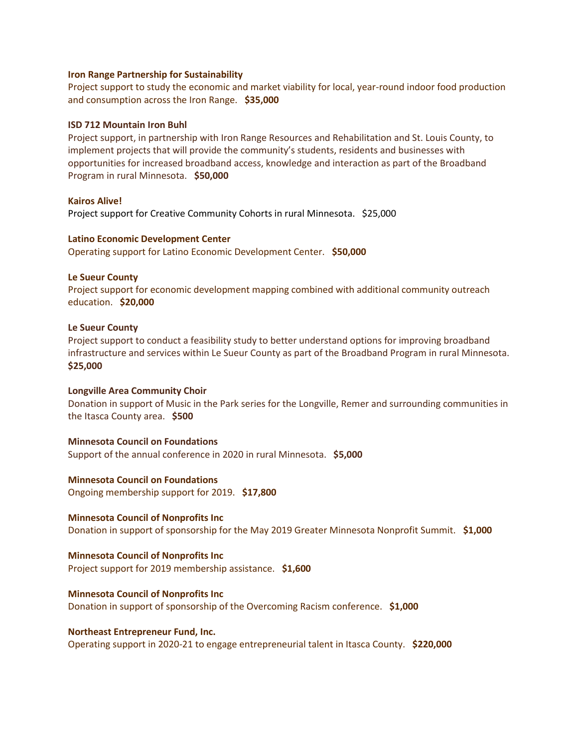**Iron Range Partnership for Sustainability**
Project support to study the economic and market viability for local, year-round indoor food production and consumption across the Iron Range. **$35,000**

**ISD 712 Mountain Iron Buhl**
Project support, in partnership with Iron Range Resources and Rehabilitation and St. Louis County, to implement projects that will provide the community's students, residents and businesses with opportunities for increased broadband access, knowledge and interaction as part of the Broadband Program in rural Minnesota. **$50,000**

**Kairos Alive!**
Project support for Creative Community Cohorts in rural Minnesota. $25,000

**Latino Economic Development Center**
Operating support for Latino Economic Development Center. **$50,000**

**Le Sueur County**
Project support for economic development mapping combined with additional community outreach education. **$20,000**

**Le Sueur County**
Project support to conduct a feasibility study to better understand options for improving broadband infrastructure and services within Le Sueur County as part of the Broadband Program in rural Minnesota. **$25,000**

**Longville Area Community Choir**
Donation in support of Music in the Park series for the Longville, Remer and surrounding communities in the Itasca County area. **$500**

**Minnesota Council on Foundations**
Support of the annual conference in 2020 in rural Minnesota. **$5,000**

**Minnesota Council on Foundations**
Ongoing membership support for 2019. **$17,800**

**Minnesota Council of Nonprofits Inc**
Donation in support of sponsorship for the May 2019 Greater Minnesota Nonprofit Summit. **$1,000**

**Minnesota Council of Nonprofits Inc**
Project support for 2019 membership assistance. **$1,600**

**Minnesota Council of Nonprofits Inc**
Donation in support of sponsorship of the Overcoming Racism conference. **$1,000**

**Northeast Entrepreneur Fund, Inc.**
Operating support in 2020-21 to engage entrepreneurial talent in Itasca County. **$220,000**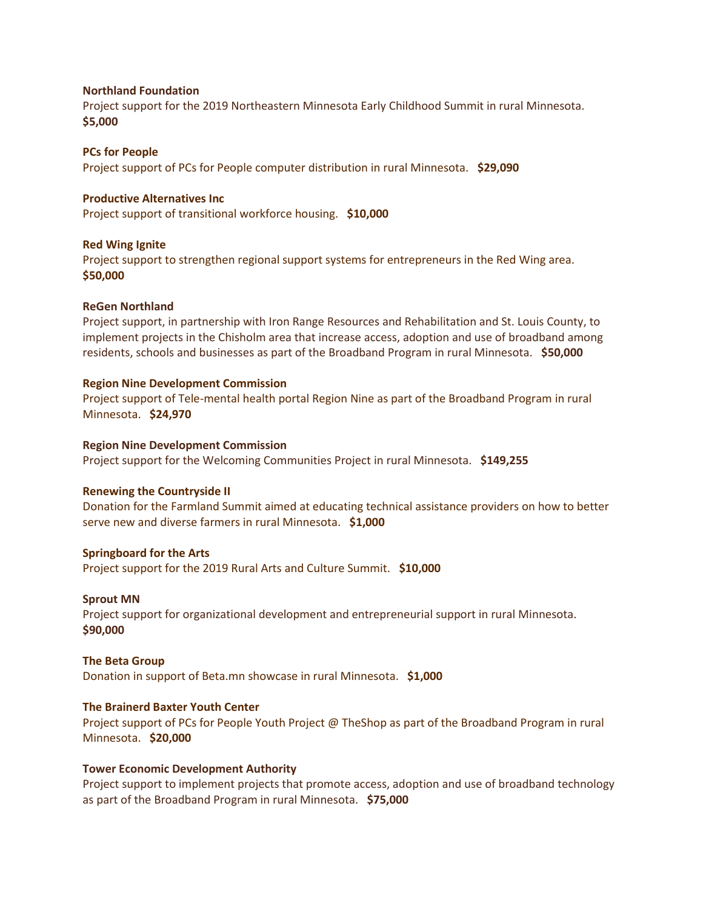**Northland Foundation**
Project support for the 2019 Northeastern Minnesota Early Childhood Summit in rural Minnesota.
**$5,000**

**PCs for People**
Project support of PCs for People computer distribution in rural Minnesota. **$29,090**

**Productive Alternatives Inc**
Project support of transitional workforce housing. **$10,000**

**Red Wing Ignite**
Project support to strengthen regional support systems for entrepreneurs in the Red Wing area.
**$50,000**

**ReGen Northland**
Project support, in partnership with Iron Range Resources and Rehabilitation and St. Louis County, to implement projects in the Chisholm area that increase access, adoption and use of broadband among residents, schools and businesses as part of the Broadband Program in rural Minnesota. **$50,000**

**Region Nine Development Commission**
Project support of Tele-mental health portal Region Nine as part of the Broadband Program in rural Minnesota. **$24,970**

**Region Nine Development Commission**
Project support for the Welcoming Communities Project in rural Minnesota. **$149,255**

**Renewing the Countryside II**
Donation for the Farmland Summit aimed at educating technical assistance providers on how to better serve new and diverse farmers in rural Minnesota. **$1,000**

**Springboard for the Arts**
Project support for the 2019 Rural Arts and Culture Summit. **$10,000**

**Sprout MN**
Project support for organizational development and entrepreneurial support in rural Minnesota.
**$90,000**

**The Beta Group**
Donation in support of Beta.mn showcase in rural Minnesota. **$1,000**

**The Brainerd Baxter Youth Center**
Project support of PCs for People Youth Project @ TheShop as part of the Broadband Program in rural Minnesota. **$20,000**

**Tower Economic Development Authority**
Project support to implement projects that promote access, adoption and use of broadband technology as part of the Broadband Program in rural Minnesota. **$75,000**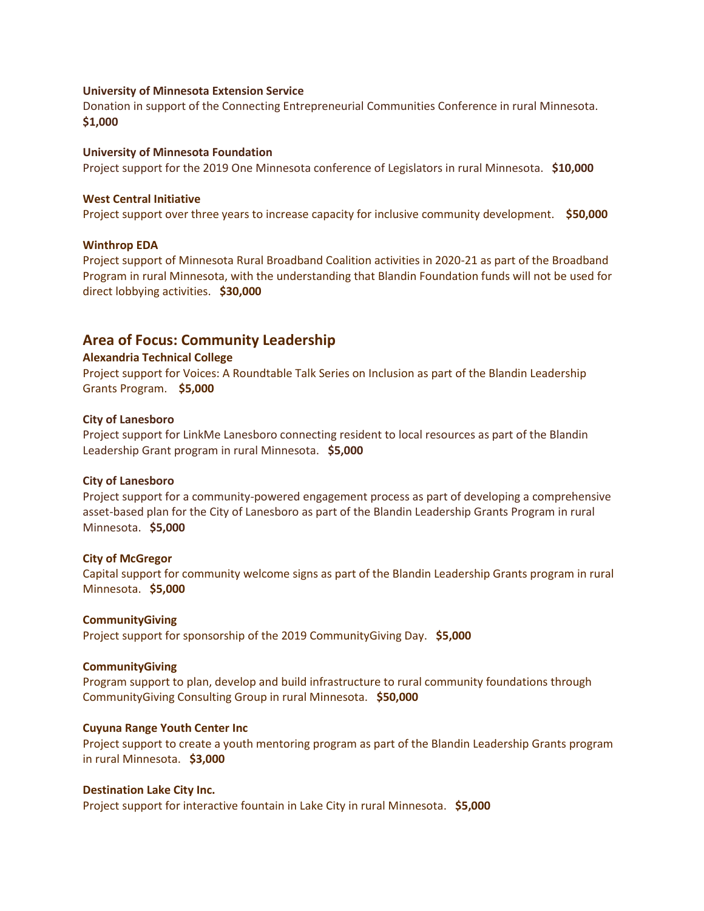**University of Minnesota Extension Service**
Donation in support of the Connecting Entrepreneurial Communities Conference in rural Minnesota. **$1,000**

**University of Minnesota Foundation**
Project support for the 2019 One Minnesota conference of Legislators in rural Minnesota. **$10,000**

**West Central Initiative**
Project support over three years to increase capacity for inclusive community development. **$50,000**

**Winthrop EDA**
Project support of Minnesota Rural Broadband Coalition activities in 2020-21 as part of the Broadband Program in rural Minnesota, with the understanding that Blandin Foundation funds will not be used for direct lobbying activities. **$30,000**

## Area of Focus: Community Leadership

**Alexandria Technical College**
Project support for Voices: A Roundtable Talk Series on Inclusion as part of the Blandin Leadership Grants Program. **$5,000**

**City of Lanesboro**
Project support for LinkMe Lanesboro connecting resident to local resources as part of the Blandin Leadership Grant program in rural Minnesota. **$5,000**

**City of Lanesboro**
Project support for a community-powered engagement process as part of developing a comprehensive asset-based plan for the City of Lanesboro as part of the Blandin Leadership Grants Program in rural Minnesota. **$5,000**

**City of McGregor**
Capital support for community welcome signs as part of the Blandin Leadership Grants program in rural Minnesota. **$5,000**

**CommunityGiving**
Project support for sponsorship of the 2019 CommunityGiving Day. **$5,000**

**CommunityGiving**
Program support to plan, develop and build infrastructure to rural community foundations through CommunityGiving Consulting Group in rural Minnesota. **$50,000**

**Cuyuna Range Youth Center Inc**
Project support to create a youth mentoring program as part of the Blandin Leadership Grants program in rural Minnesota. **$3,000**

**Destination Lake City Inc.**
Project support for interactive fountain in Lake City in rural Minnesota. **$5,000**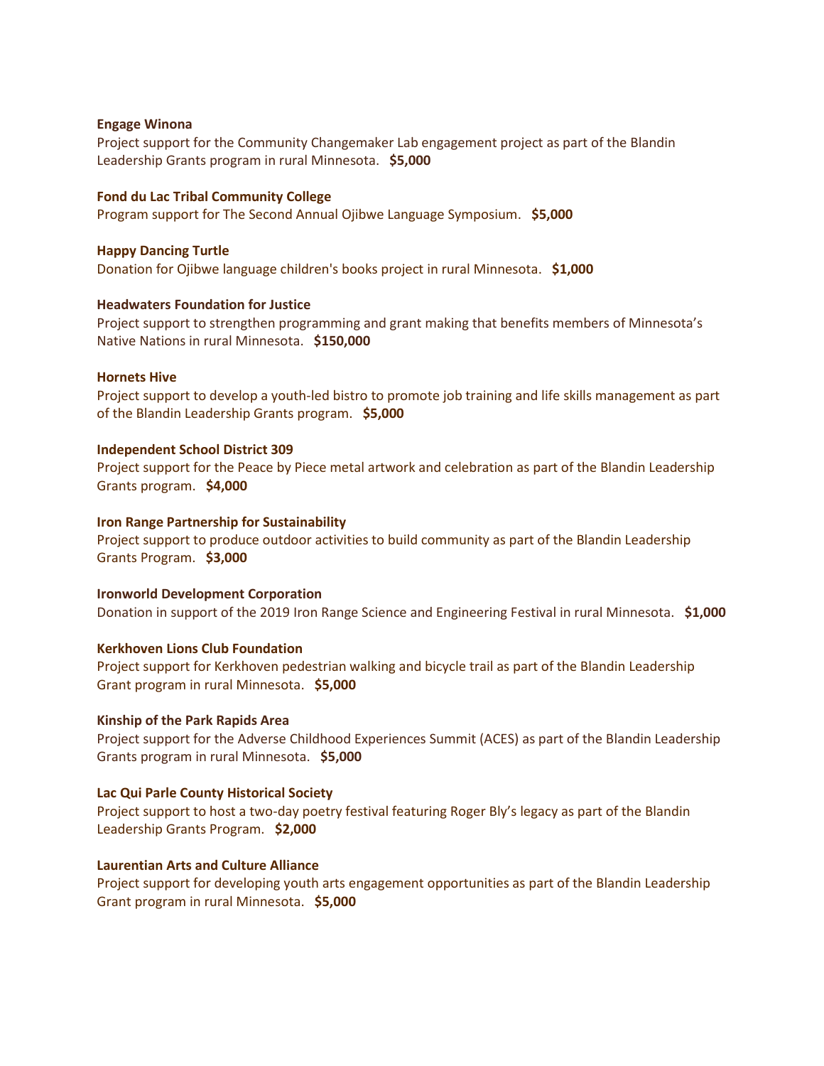**Engage Winona**
Project support for the Community Changemaker Lab engagement project as part of the Blandin Leadership Grants program in rural Minnesota. **$5,000**

**Fond du Lac Tribal Community College**
Program support for The Second Annual Ojibwe Language Symposium. **$5,000**

**Happy Dancing Turtle**
Donation for Ojibwe language children's books project in rural Minnesota. **$1,000**

**Headwaters Foundation for Justice**
Project support to strengthen programming and grant making that benefits members of Minnesota's Native Nations in rural Minnesota. **$150,000**

**Hornets Hive**
Project support to develop a youth-led bistro to promote job training and life skills management as part of the Blandin Leadership Grants program. **$5,000**

**Independent School District 309**
Project support for the Peace by Piece metal artwork and celebration as part of the Blandin Leadership Grants program. **$4,000**

**Iron Range Partnership for Sustainability**
Project support to produce outdoor activities to build community as part of the Blandin Leadership Grants Program. **$3,000**

**Ironworld Development Corporation**
Donation in support of the 2019 Iron Range Science and Engineering Festival in rural Minnesota. **$1,000**

**Kerkhoven Lions Club Foundation**
Project support for Kerkhoven pedestrian walking and bicycle trail as part of the Blandin Leadership Grant program in rural Minnesota. **$5,000**

**Kinship of the Park Rapids Area**
Project support for the Adverse Childhood Experiences Summit (ACES) as part of the Blandin Leadership Grants program in rural Minnesota. **$5,000**

**Lac Qui Parle County Historical Society**
Project support to host a two-day poetry festival featuring Roger Bly's legacy as part of the Blandin Leadership Grants Program. **$2,000**

**Laurentian Arts and Culture Alliance**
Project support for developing youth arts engagement opportunities as part of the Blandin Leadership Grant program in rural Minnesota. **$5,000**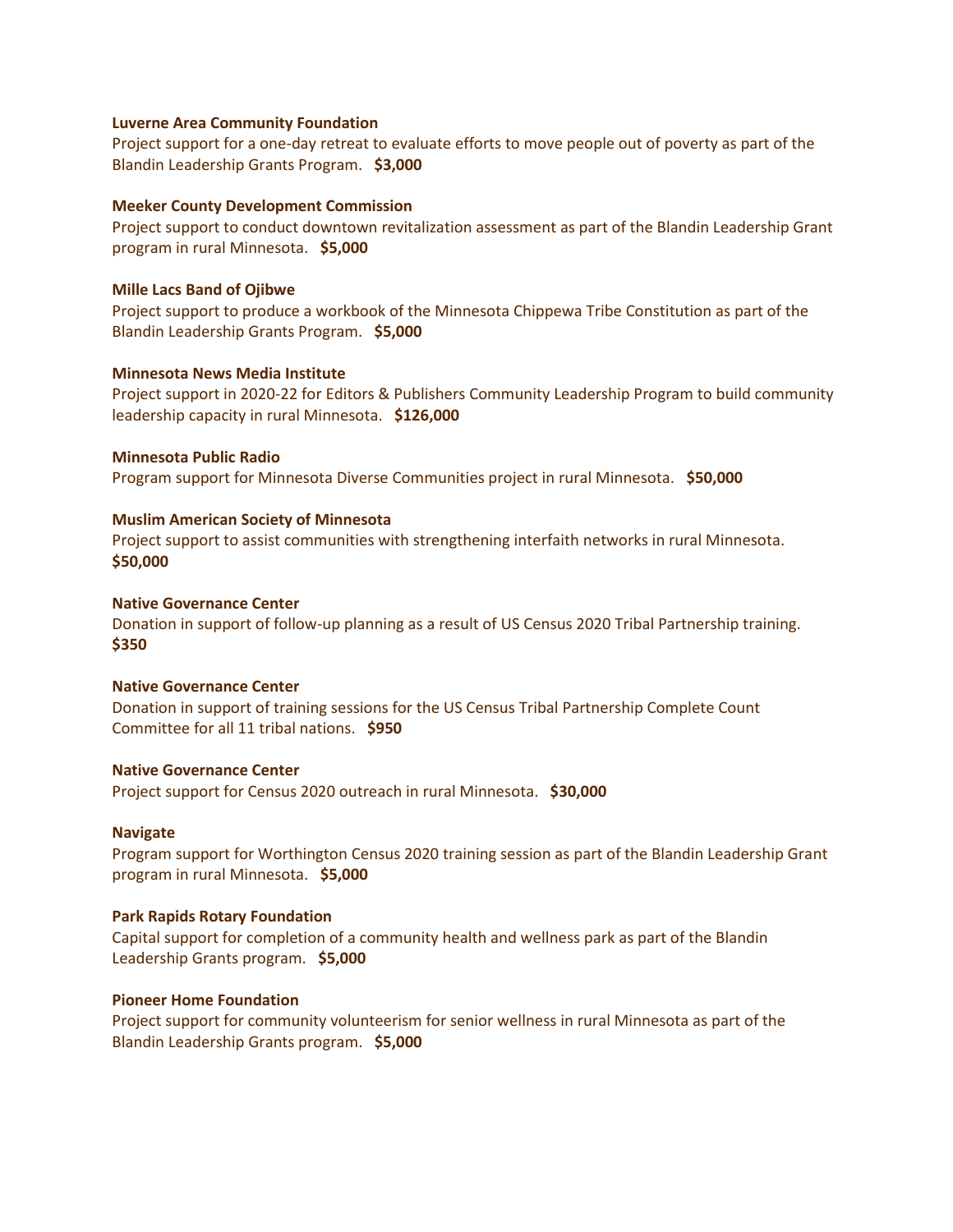**Luverne Area Community Foundation**
Project support for a one-day retreat to evaluate efforts to move people out of poverty as part of the Blandin Leadership Grants Program. **$3,000**

**Meeker County Development Commission**
Project support to conduct downtown revitalization assessment as part of the Blandin Leadership Grant program in rural Minnesota. **$5,000**

**Mille Lacs Band of Ojibwe**
Project support to produce a workbook of the Minnesota Chippewa Tribe Constitution as part of the Blandin Leadership Grants Program. **$5,000**

**Minnesota News Media Institute**
Project support in 2020-22 for Editors & Publishers Community Leadership Program to build community leadership capacity in rural Minnesota. **$126,000**

**Minnesota Public Radio**
Program support for Minnesota Diverse Communities project in rural Minnesota. **$50,000**

**Muslim American Society of Minnesota**
Project support to assist communities with strengthening interfaith networks in rural Minnesota. **$50,000**

**Native Governance Center**
Donation in support of follow-up planning as a result of US Census 2020 Tribal Partnership training. **$350**

**Native Governance Center**
Donation in support of training sessions for the US Census Tribal Partnership Complete Count Committee for all 11 tribal nations. **$950**

**Native Governance Center**
Project support for Census 2020 outreach in rural Minnesota. **$30,000**

**Navigate**
Program support for Worthington Census 2020 training session as part of the Blandin Leadership Grant program in rural Minnesota. **$5,000**

**Park Rapids Rotary Foundation**
Capital support for completion of a community health and wellness park as part of the Blandin Leadership Grants program. **$5,000**

**Pioneer Home Foundation**
Project support for community volunteerism for senior wellness in rural Minnesota as part of the Blandin Leadership Grants program. **$5,000**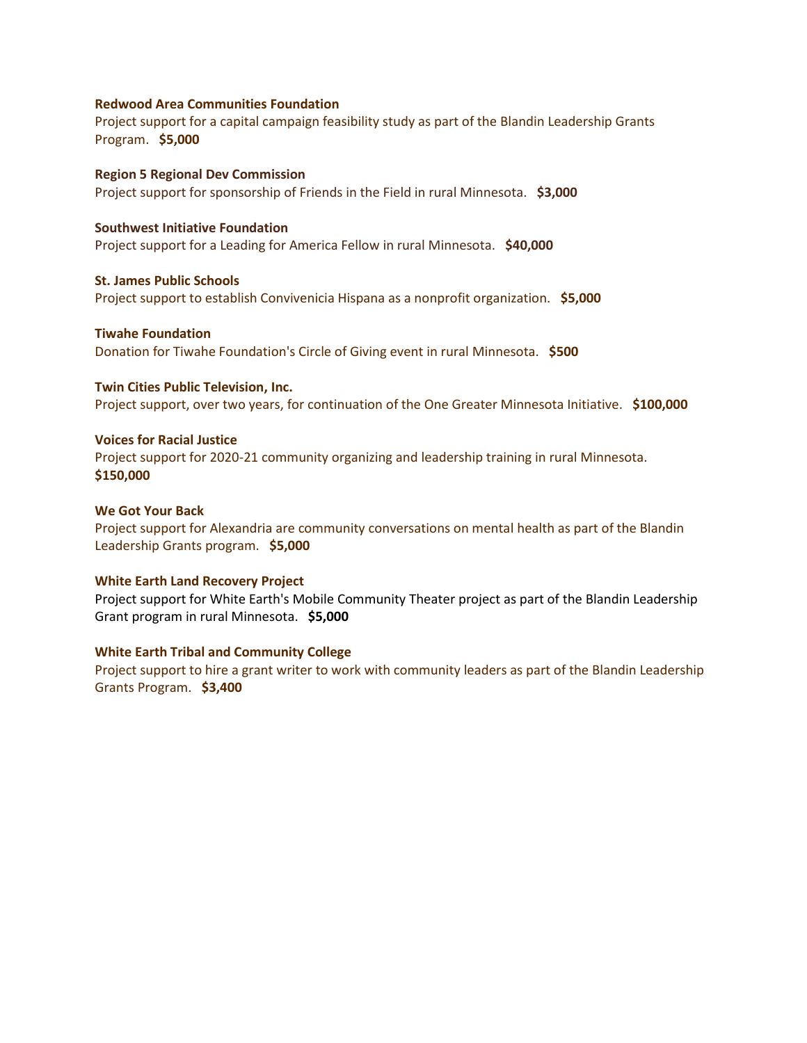**Redwood Area Communities Foundation**
Project support for a capital campaign feasibility study as part of the Blandin Leadership Grants Program. **$5,000**

**Region 5 Regional Dev Commission**
Project support for sponsorship of Friends in the Field in rural Minnesota. **$3,000**

**Southwest Initiative Foundation**
Project support for a Leading for America Fellow in rural Minnesota. **$40,000**

**St. James Public Schools**
Project support to establish Convivenicia Hispana as a nonprofit organization. **$5,000**

**Tiwahe Foundation**
Donation for Tiwahe Foundation's Circle of Giving event in rural Minnesota. **$500**

**Twin Cities Public Television, Inc.**
Project support, over two years, for continuation of the One Greater Minnesota Initiative. **$100,000**

**Voices for Racial Justice**
Project support for 2020-21 community organizing and leadership training in rural Minnesota. **$150,000**

**We Got Your Back**
Project support for Alexandria are community conversations on mental health as part of the Blandin Leadership Grants program. **$5,000**

**White Earth Land Recovery Project**
Project support for White Earth's Mobile Community Theater project as part of the Blandin Leadership Grant program in rural Minnesota. **$5,000**

**White Earth Tribal and Community College**
Project support to hire a grant writer to work with community leaders as part of the Blandin Leadership Grants Program. **$3,400**